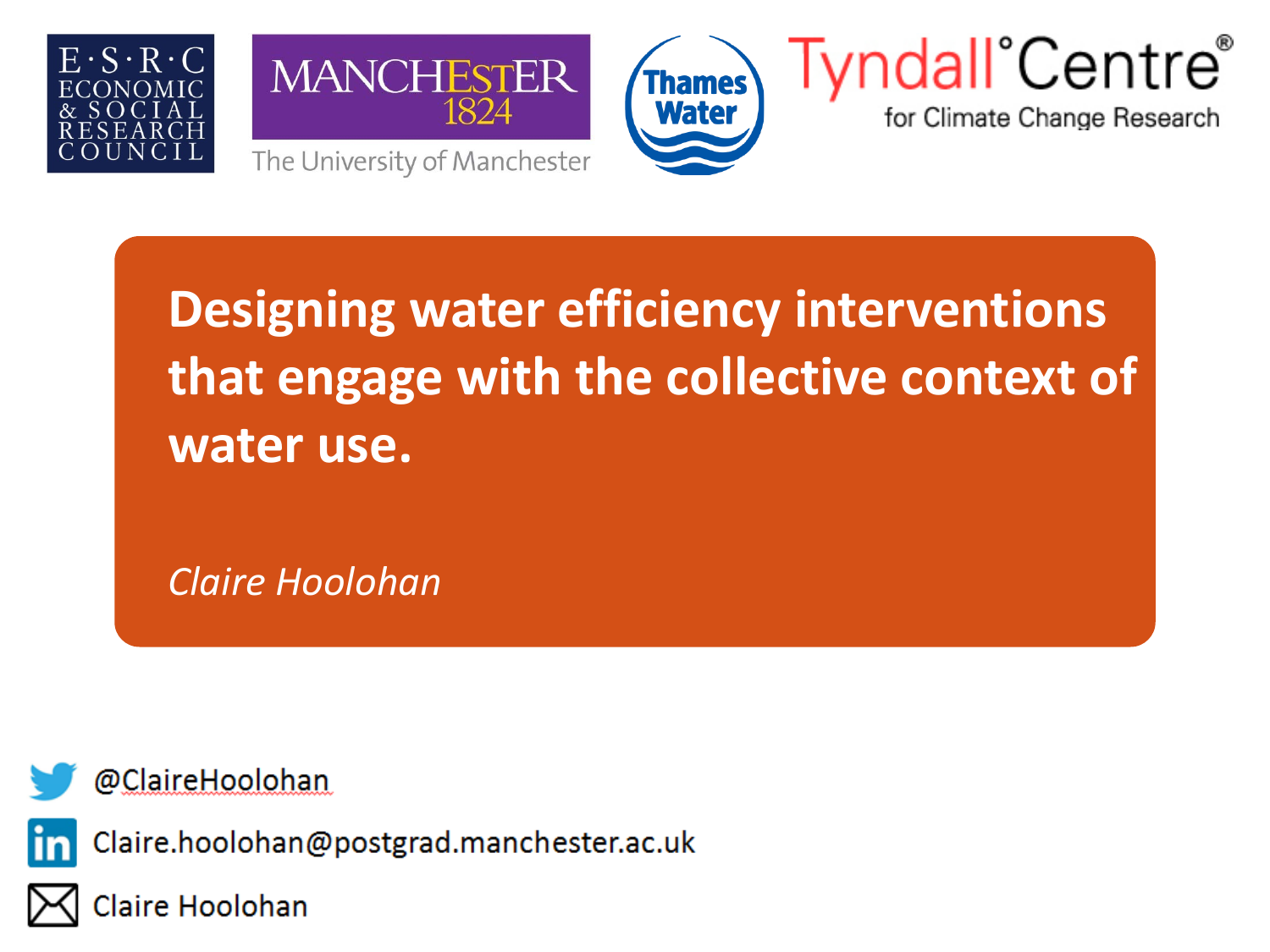E·S·R·C ECONOMIC & SOCIAL RESEARCH COUNCIL

MANCHESTER 1824 The University of Manchester

Thames Water

Tyndall°Centre® for Climate Change Research

# Designing water efficiency interventions that engage with the collective context of water use.

*Claire Hoolohan*

@ClaireHoolohan

Claire.hoolohan@postgrad.manchester.ac.uk

Claire Hoolohan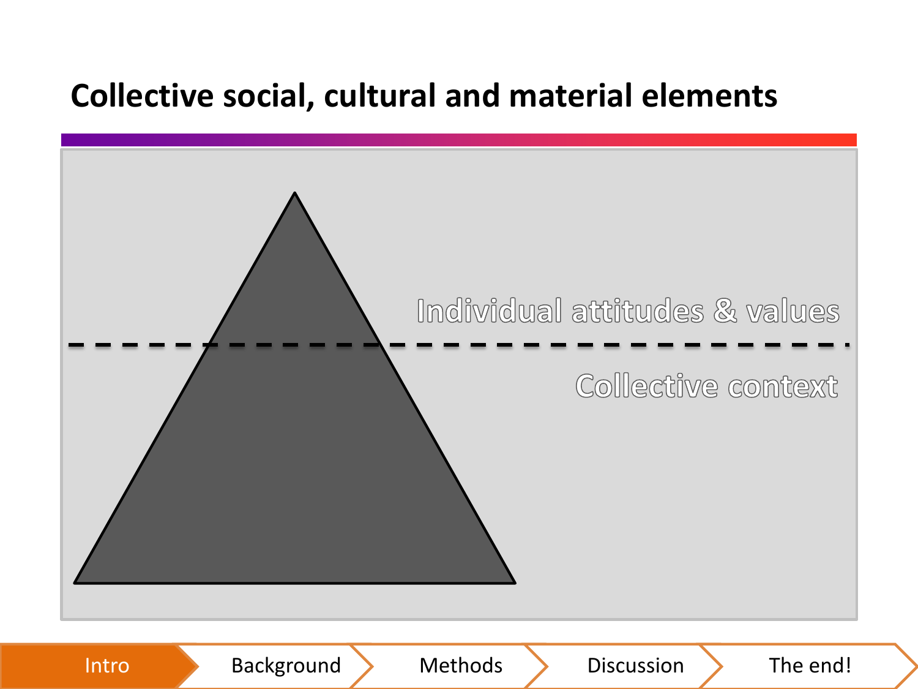# Collective social, cultural and material elements

Individual attitudes & values

Collective context

Intro | Background | Methods | Discussion | The end!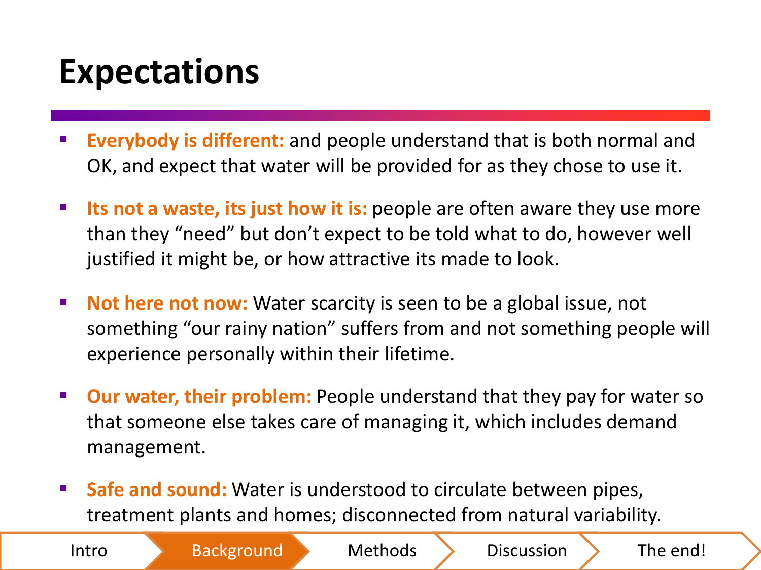# Expectations

- **Everybody is different:** and people understand that is both normal and OK, and expect that water will be provided for as they chose to use it.
- **Its not a waste, its just how it is:** people are often aware they use more than they "need" but don't expect to be told what to do, however well justified it might be, or how attractive its made to look.
- **Not here not now:** Water scarcity is seen to be a global issue, not something "our rainy nation" suffers from and not something people will experience personally within their lifetime.
- **Our water, their problem:** People understand that they pay for water so that someone else takes care of managing it, which includes demand management.
- **Safe and sound:** Water is understood to circulate between pipes, treatment plants and homes; disconnected from natural variability.

Intro | Background | Methods | Discussion | The end!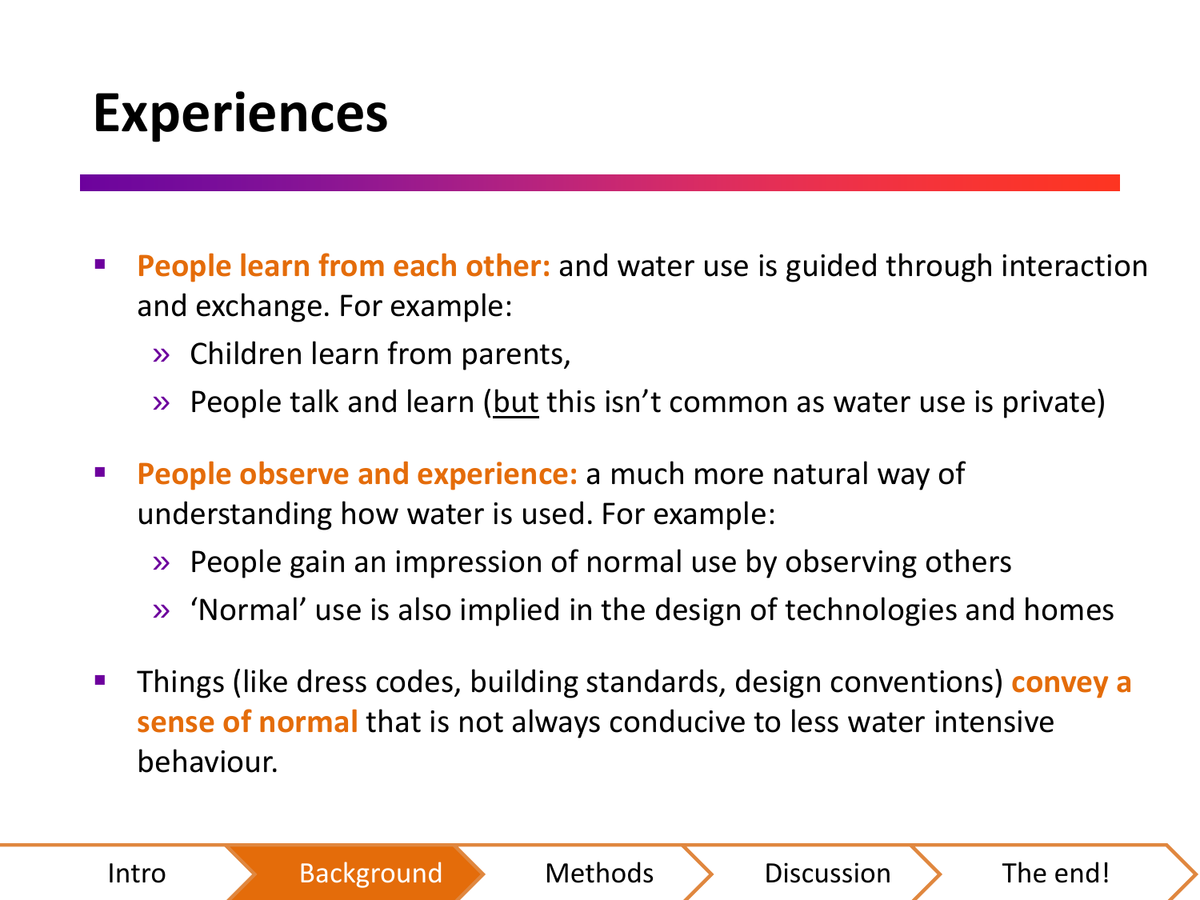# Experiences

- **People learn from each other:** and water use is guided through interaction and exchange. For example:
  - Children learn from parents,
  - People talk and learn (<u>but</u> this isn't common as water use is private)
- **People observe and experience:** a much more natural way of understanding how water is used. For example:
  - People gain an impression of normal use by observing others
  - 'Normal' use is also implied in the design of technologies and homes
- Things (like dress codes, building standards, design conventions) **convey a sense of normal** that is not always conducive to less water intensive behaviour.

Intro | **Background** | Methods | Discussion | The end!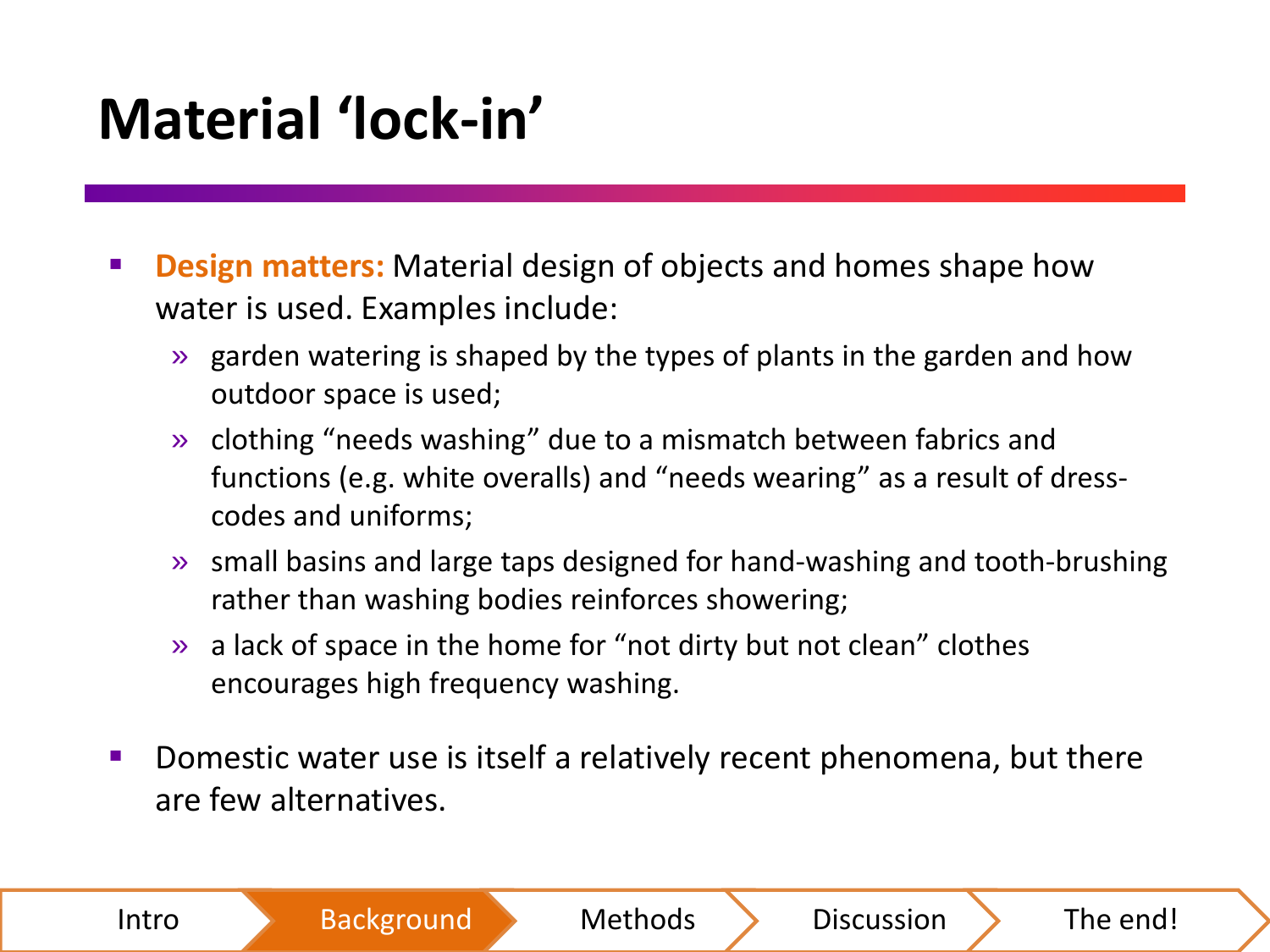# Material 'lock-in'

- **Design matters:** Material design of objects and homes shape how water is used. Examples include:
  - garden watering is shaped by the types of plants in the garden and how outdoor space is used;
  - clothing "needs washing" due to a mismatch between fabrics and functions (e.g. white overalls) and "needs wearing" as a result of dress-codes and uniforms;
  - small basins and large taps designed for hand-washing and tooth-brushing rather than washing bodies reinforces showering;
  - a lack of space in the home for "not dirty but not clean" clothes encourages high frequency washing.
- Domestic water use is itself a relatively recent phenomena, but there are few alternatives.

Intro | Background | Methods | Discussion | The end!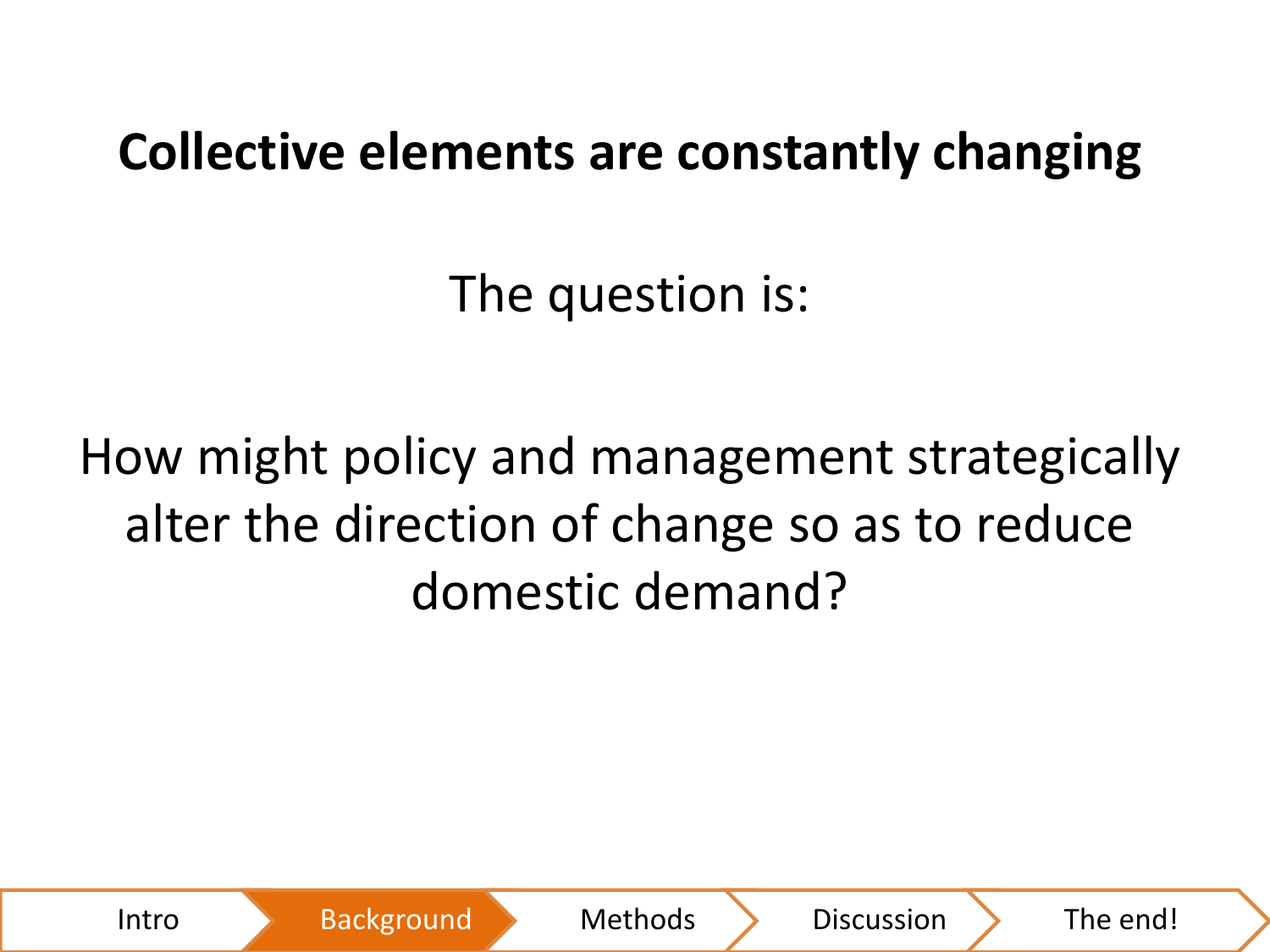## Collective elements are constantly changing

The question is:

How might policy and management strategically alter the direction of change so as to reduce domestic demand?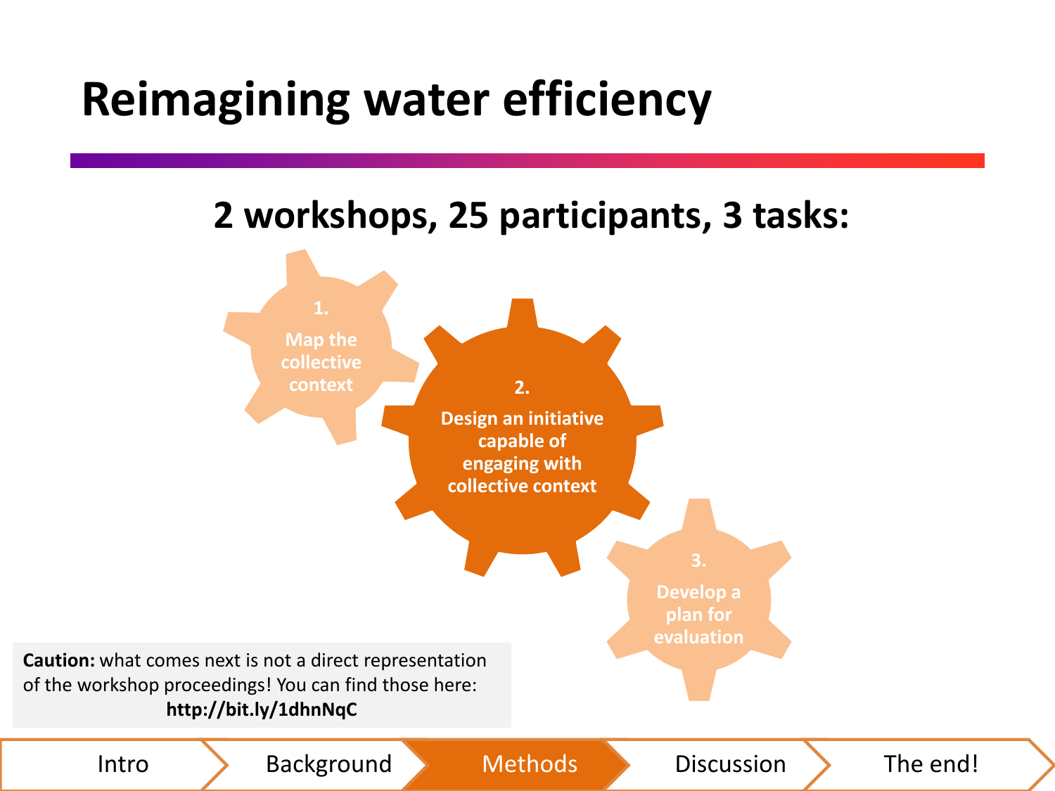# Reimagining water efficiency

## 2 workshops, 25 participants, 3 tasks:

1. Map the collective context
2. Design an initiative capable of engaging with collective context
3. Develop a plan for evaluation

**Caution:** what comes next is not a direct representation of the workshop proceedings! You can find those here: **http://bit.ly/1dhnNqC**

Intro | Background | Methods | Discussion | The end!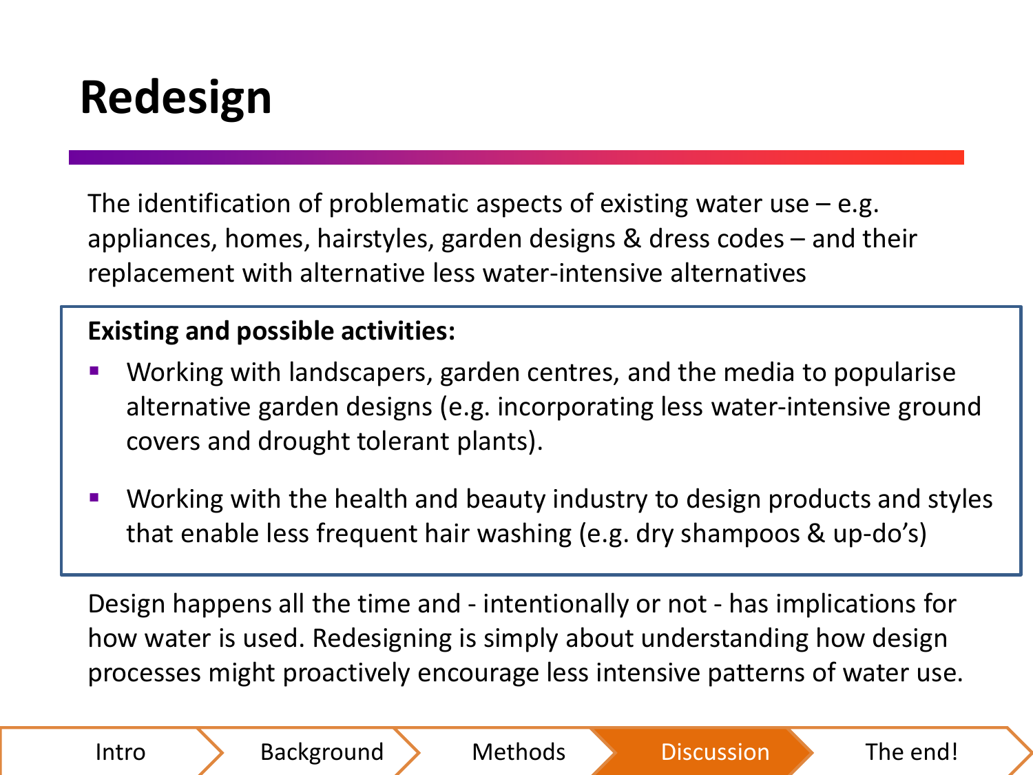# Redesign

The identification of problematic aspects of existing water use – e.g. appliances, homes, hairstyles, garden designs & dress codes – and their replacement with alternative less water-intensive alternatives

**Existing and possible activities:**

- Working with landscapers, garden centres, and the media to popularise alternative garden designs (e.g. incorporating less water-intensive ground covers and drought tolerant plants).
- Working with the health and beauty industry to design products and styles that enable less frequent hair washing (e.g. dry shampoos & up-do's)

Design happens all the time and - intentionally or not - has implications for how water is used. Redesigning is simply about understanding how design processes might proactively encourage less intensive patterns of water use.

Intro | Background | Methods | Discussion | The end!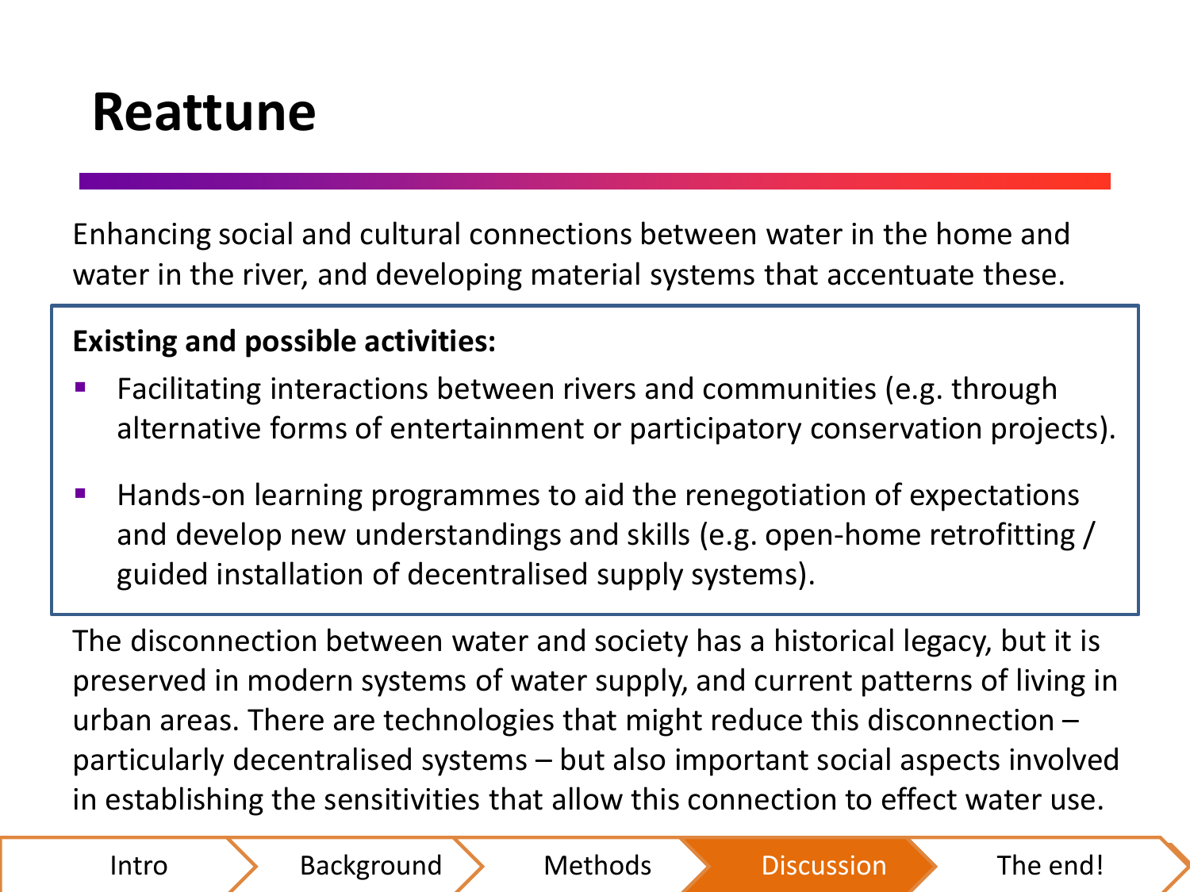# Reattune

Enhancing social and cultural connections between water in the home and water in the river, and developing material systems that accentuate these.

**Existing and possible activities:**

- Facilitating interactions between rivers and communities (e.g. through alternative forms of entertainment or participatory conservation projects).
- Hands-on learning programmes to aid the renegotiation of expectations and develop new understandings and skills (e.g. open-home retrofitting / guided installation of decentralised supply systems).

The disconnection between water and society has a historical legacy, but it is preserved in modern systems of water supply, and current patterns of living in urban areas. There are technologies that might reduce this disconnection – particularly decentralised systems – but also important social aspects involved in establishing the sensitivities that allow this connection to effect water use.

Intro | Background | Methods | Discussion | The end!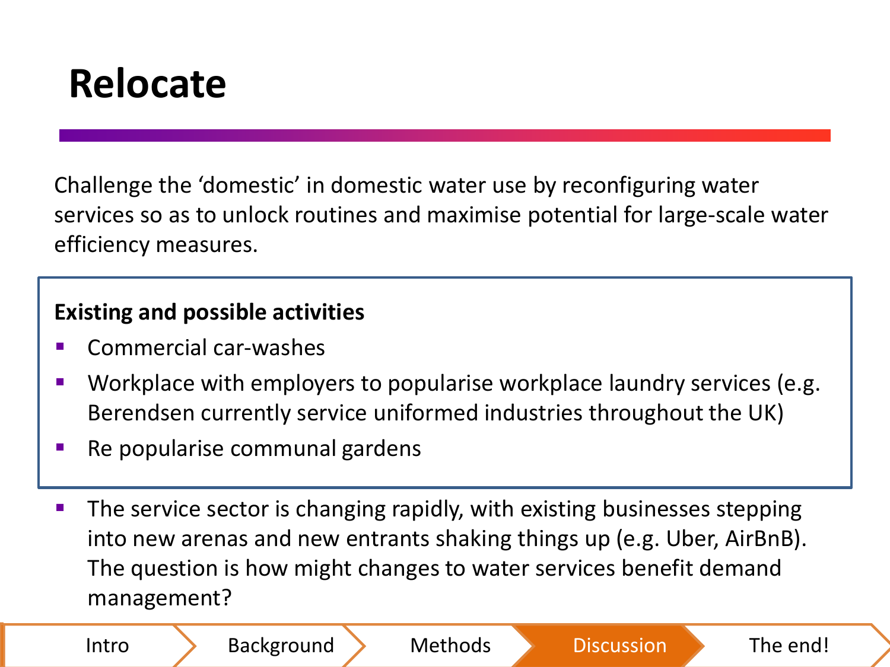# Relocate

Challenge the 'domestic' in domestic water use by reconfiguring water services so as to unlock routines and maximise potential for large-scale water efficiency measures.

**Existing and possible activities**

- Commercial car-washes
- Workplace with employers to popularise workplace laundry services (e.g. Berendsen currently service uniformed industries throughout the UK)
- Re popularise communal gardens

- The service sector is changing rapidly, with existing businesses stepping into new arenas and new entrants shaking things up (e.g. Uber, AirBnB). The question is how might changes to water services benefit demand management?

Intro | Background | Methods | Discussion | The end!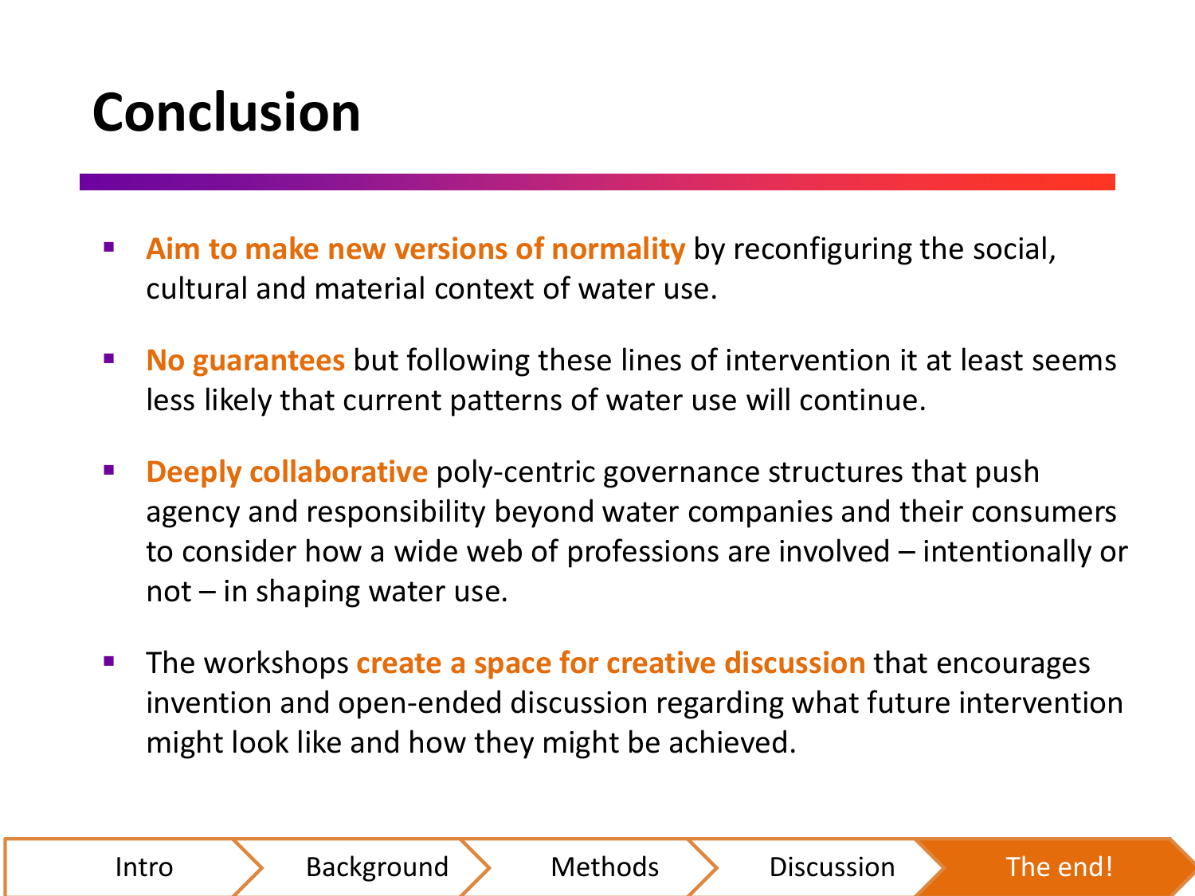# Conclusion

- **Aim to make new versions of normality** by reconfiguring the social, cultural and material context of water use.
- **No guarantees** but following these lines of intervention it at least seems less likely that current patterns of water use will continue.
- **Deeply collaborative** poly-centric governance structures that push agency and responsibility beyond water companies and their consumers to consider how a wide web of professions are involved – intentionally or not – in shaping water use.
- The workshops **create a space for creative discussion** that encourages invention and open-ended discussion regarding what future intervention might look like and how they might be achieved.

Intro | Background | Methods | Discussion | The end!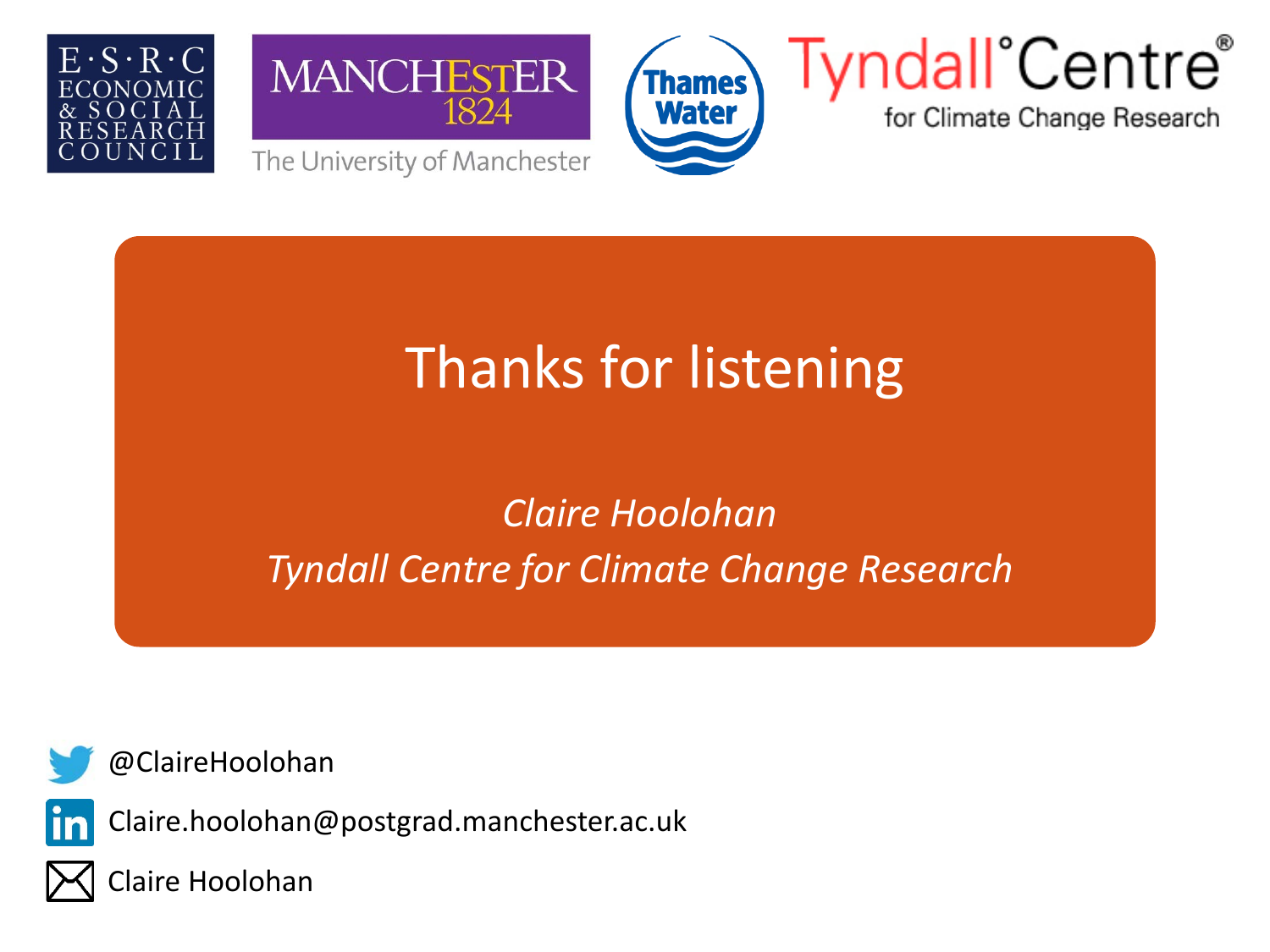E·S·R·C ECONOMIC & SOCIAL RESEARCH COUNCIL

MANCHESTER 1824 The University of Manchester

Thames Water

Tyndall°Centre® for Climate Change Research

# Thanks for listening

*Claire Hoolohan*

*Tyndall Centre for Climate Change Research*

@ClaireHoolohan

Claire.hoolohan@postgrad.manchester.ac.uk

Claire Hoolohan